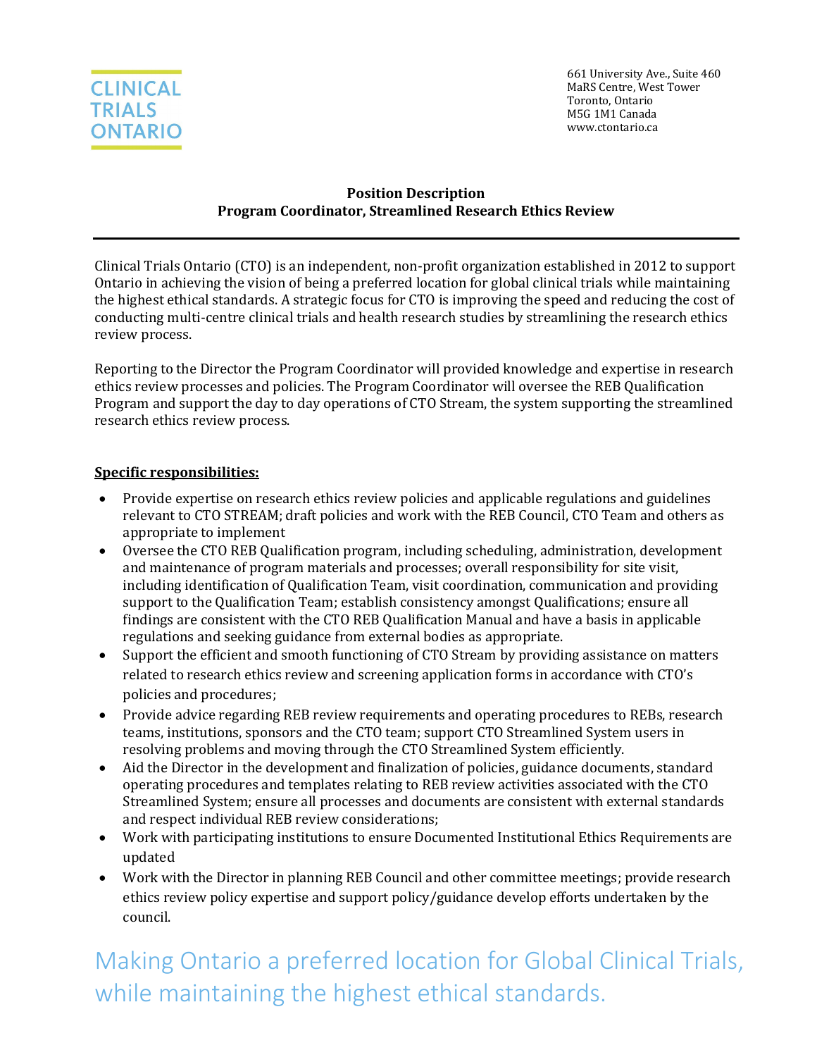CLINICAL TRIALS ONTARIO

661 University Ave., Suite 460
MaRS Centre, West Tower
Toronto, Ontario
M5G 1M1 Canada
www.ctontario.ca

**Position Description**
**Program Coordinator, Streamlined Research Ethics Review**

---

Clinical Trials Ontario (CTO) is an independent, non-profit organization established in 2012 to support Ontario in achieving the vision of being a preferred location for global clinical trials while maintaining the highest ethical standards. A strategic focus for CTO is improving the speed and reducing the cost of conducting multi-centre clinical trials and health research studies by streamlining the research ethics review process.

Reporting to the Director the Program Coordinator will provided knowledge and expertise in research ethics review processes and policies. The Program Coordinator will oversee the REB Qualification Program and support the day to day operations of CTO Stream, the system supporting the streamlined research ethics review process.

**Specific responsibilities:**

- Provide expertise on research ethics review policies and applicable regulations and guidelines relevant to CTO STREAM; draft policies and work with the REB Council, CTO Team and others as appropriate to implement
- Oversee the CTO REB Qualification program, including scheduling, administration, development and maintenance of program materials and processes; overall responsibility for site visit, including identification of Qualification Team, visit coordination, communication and providing support to the Qualification Team; establish consistency amongst Qualifications; ensure all findings are consistent with the CTO REB Qualification Manual and have a basis in applicable regulations and seeking guidance from external bodies as appropriate.
- Support the efficient and smooth functioning of CTO Stream by providing assistance on matters related to research ethics review and screening application forms in accordance with CTO's policies and procedures;
- Provide advice regarding REB review requirements and operating procedures to REBs, research teams, institutions, sponsors and the CTO team; support CTO Streamlined System users in resolving problems and moving through the CTO Streamlined System efficiently.
- Aid the Director in the development and finalization of policies, guidance documents, standard operating procedures and templates relating to REB review activities associated with the CTO Streamlined System; ensure all processes and documents are consistent with external standards and respect individual REB review considerations;
- Work with participating institutions to ensure Documented Institutional Ethics Requirements are updated
- Work with the Director in planning REB Council and other committee meetings; provide research ethics review policy expertise and support policy/guidance develop efforts undertaken by the council.

Making Ontario a preferred location for Global Clinical Trials, while maintaining the highest ethical standards.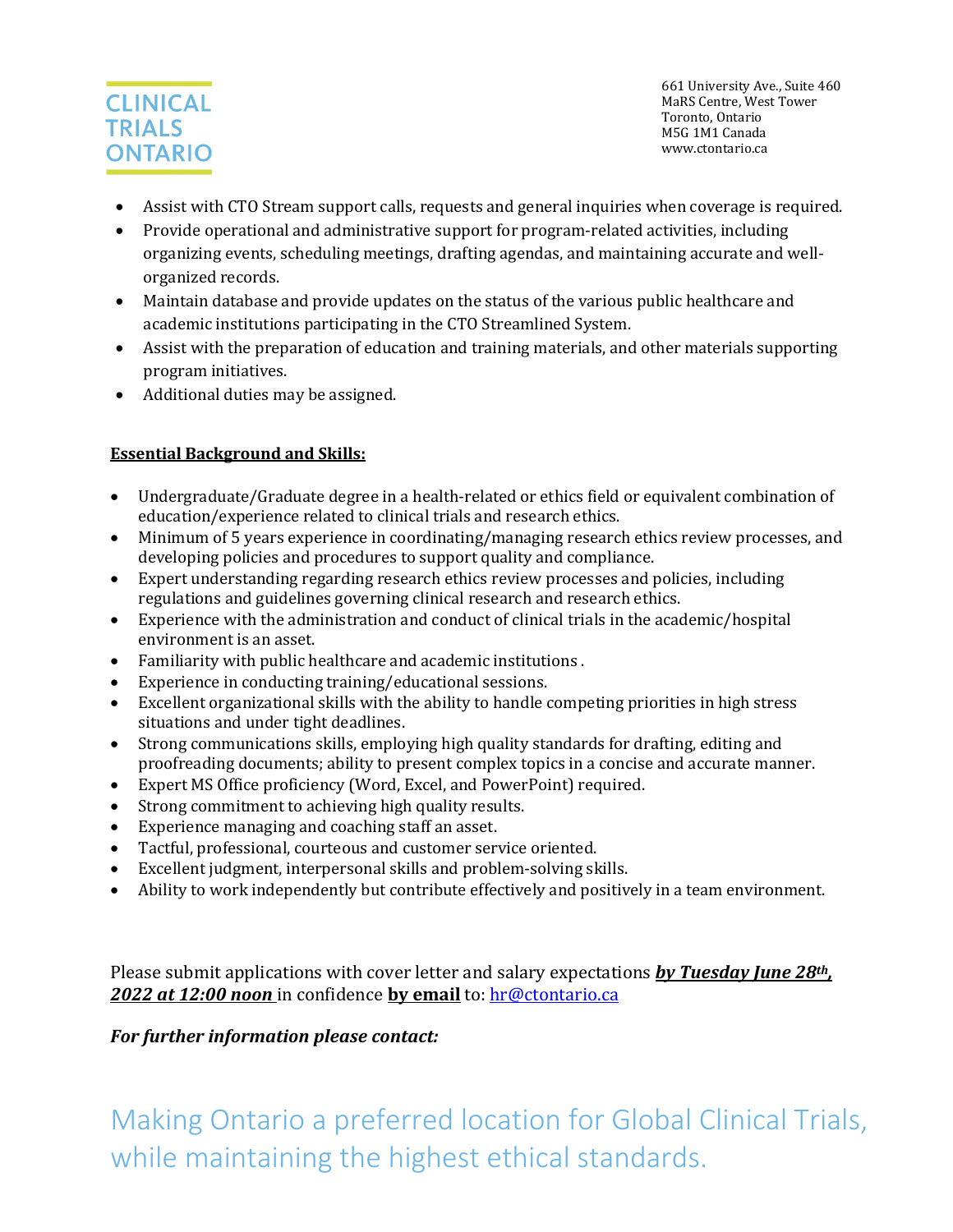- Assist with CTO Stream support calls, requests and general inquiries when coverage is required.
- Provide operational and administrative support for program-related activities, including organizing events, scheduling meetings, drafting agendas, and maintaining accurate and well-organized records.
- Maintain database and provide updates on the status of the various public healthcare and academic institutions participating in the CTO Streamlined System.
- Assist with the preparation of education and training materials, and other materials supporting program initiatives.
- Additional duties may be assigned.

**Essential Background and Skills:**

- Undergraduate/Graduate degree in a health-related or ethics field or equivalent combination of education/experience related to clinical trials and research ethics.
- Minimum of 5 years experience in coordinating/managing research ethics review processes, and developing policies and procedures to support quality and compliance.
- Expert understanding regarding research ethics review processes and policies, including regulations and guidelines governing clinical research and research ethics.
- Experience with the administration and conduct of clinical trials in the academic/hospital environment is an asset.
- Familiarity with public healthcare and academic institutions .
- Experience in conducting training/educational sessions.
- Excellent organizational skills with the ability to handle competing priorities in high stress situations and under tight deadlines.
- Strong communications skills, employing high quality standards for drafting, editing and proofreading documents; ability to present complex topics in a concise and accurate manner.
- Expert MS Office proficiency (Word, Excel, and PowerPoint) required.
- Strong commitment to achieving high quality results.
- Experience managing and coaching staff an asset.
- Tactful, professional, courteous and customer service oriented.
- Excellent judgment, interpersonal skills and problem-solving skills.
- Ability to work independently but contribute effectively and positively in a team environment.

Please submit applications with cover letter and salary expectations ***by Tuesday June 28th, 2022 at 12:00 noon*** in confidence **by email** to: hr@ctontario.ca

***For further information please contact:***

Making Ontario a preferred location for Global Clinical Trials, while maintaining the highest ethical standards.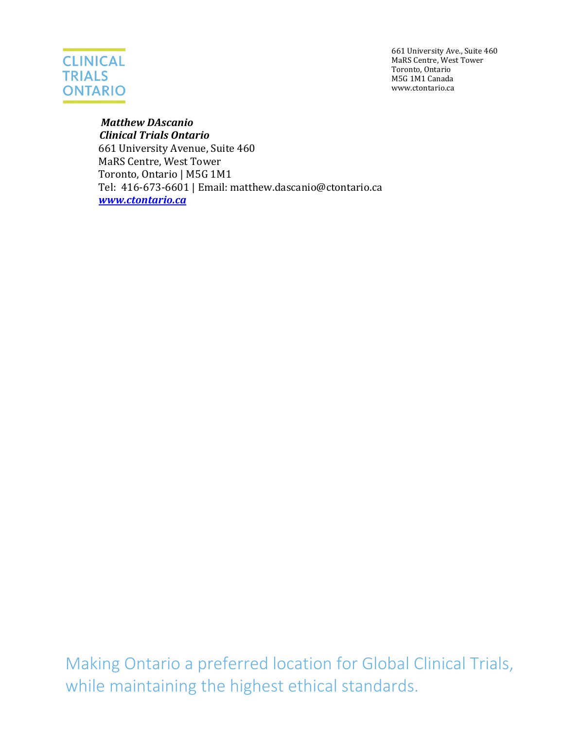**CLINICAL TRIALS ONTARIO**

661 University Ave., Suite 460
MaRS Centre, West Tower
Toronto, Ontario
M5G 1M1 Canada
www.ctontario.ca

***Matthew DAscanio***
***Clinical Trials Ontario***
661 University Avenue, Suite 460
MaRS Centre, West Tower
Toronto, Ontario | M5G 1M1
Tel: 416-673-6601 | Email: matthew.dascanio@ctontario.ca
***www.ctontario.ca***

Making Ontario a preferred location for Global Clinical Trials, while maintaining the highest ethical standards.